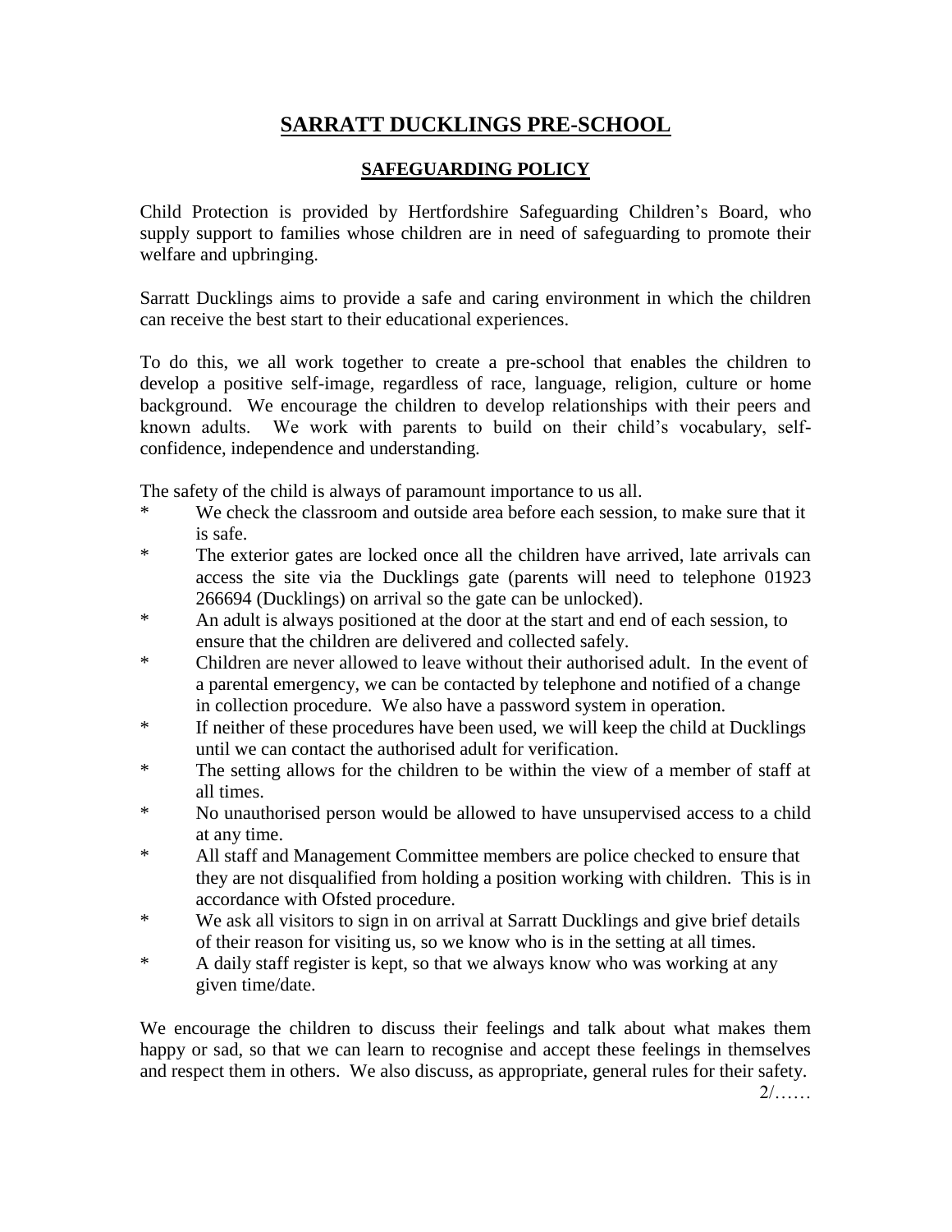# SARRATT DUCKLINGS PRE-SCHOOL

## SAFEGUARDING POLICY

Child Protection is provided by Hertfordshire Safeguarding Children's Board, who supply support to families whose children are in need of safeguarding to promote their welfare and upbringing.

Sarratt Ducklings aims to provide a safe and caring environment in which the children can receive the best start to their educational experiences.

To do this, we all work together to create a pre-school that enables the children to develop a positive self-image, regardless of race, language, religion, culture or home background. We encourage the children to develop relationships with their peers and known adults. We work with parents to build on their child's vocabulary, self-confidence, independence and understanding.

The safety of the child is always of paramount importance to us all.

* We check the classroom and outside area before each session, to make sure that it is safe.
* The exterior gates are locked once all the children have arrived, late arrivals can access the site via the Ducklings gate (parents will need to telephone 01923 266694 (Ducklings) on arrival so the gate can be unlocked).
* An adult is always positioned at the door at the start and end of each session, to ensure that the children are delivered and collected safely.
* Children are never allowed to leave without their authorised adult. In the event of a parental emergency, we can be contacted by telephone and notified of a change in collection procedure. We also have a password system in operation.
* If neither of these procedures have been used, we will keep the child at Ducklings until we can contact the authorised adult for verification.
* The setting allows for the children to be within the view of a member of staff at all times.
* No unauthorised person would be allowed to have unsupervised access to a child at any time.
* All staff and Management Committee members are police checked to ensure that they are not disqualified from holding a position working with children. This is in accordance with Ofsted procedure.
* We ask all visitors to sign in on arrival at Sarratt Ducklings and give brief details of their reason for visiting us, so we know who is in the setting at all times.
* A daily staff register is kept, so that we always know who was working at any given time/date.

We encourage the children to discuss their feelings and talk about what makes them happy or sad, so that we can learn to recognise and accept these feelings in themselves and respect them in others. We also discuss, as appropriate, general rules for their safety.

2/……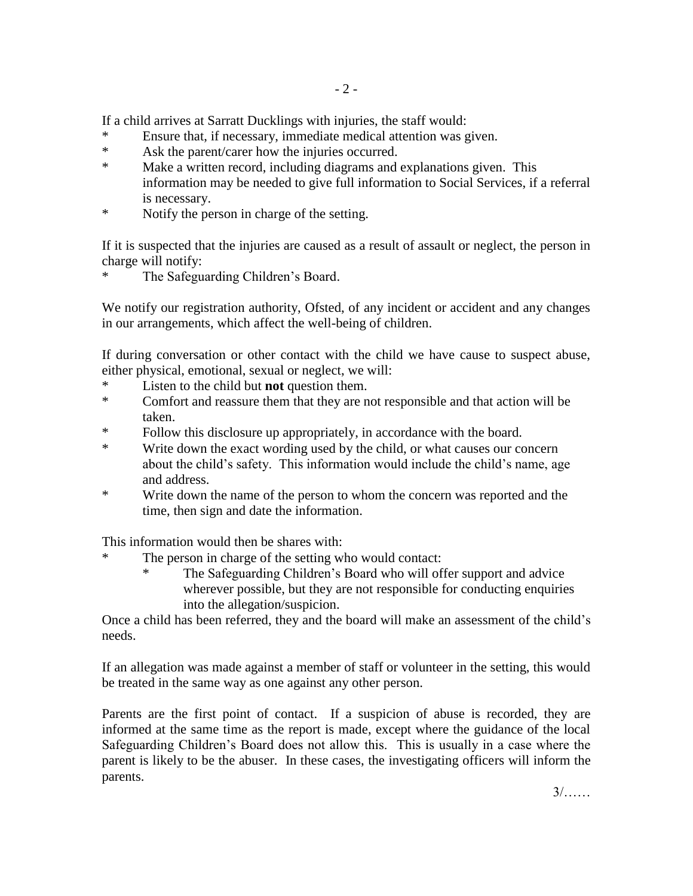If a child arrives at Sarratt Ducklings with injuries, the staff would:

- Ensure that, if necessary, immediate medical attention was given.
- Ask the parent/carer how the injuries occurred.
- Make a written record, including diagrams and explanations given. This information may be needed to give full information to Social Services, if a referral is necessary.
- Notify the person in charge of the setting.

If it is suspected that the injuries are caused as a result of assault or neglect, the person in charge will notify:

- The Safeguarding Children's Board.

We notify our registration authority, Ofsted, of any incident or accident and any changes in our arrangements, which affect the well-being of children.

If during conversation or other contact with the child we have cause to suspect abuse, either physical, emotional, sexual or neglect, we will:

- Listen to the child but **not** question them.
- Comfort and reassure them that they are not responsible and that action will be taken.
- Follow this disclosure up appropriately, in accordance with the board.
- Write down the exact wording used by the child, or what causes our concern about the child's safety. This information would include the child's name, age and address.
- Write down the name of the person to whom the concern was reported and the time, then sign and date the information.

This information would then be shares with:

- The person in charge of the setting who would contact:
    - The Safeguarding Children's Board who will offer support and advice wherever possible, but they are not responsible for conducting enquiries into the allegation/suspicion.

Once a child has been referred, they and the board will make an assessment of the child's needs.

If an allegation was made against a member of staff or volunteer in the setting, this would be treated in the same way as one against any other person.

Parents are the first point of contact. If a suspicion of abuse is recorded, they are informed at the same time as the report is made, except where the guidance of the local Safeguarding Children's Board does not allow this. This is usually in a case where the parent is likely to be the abuser. In these cases, the investigating officers will inform the parents.

3/……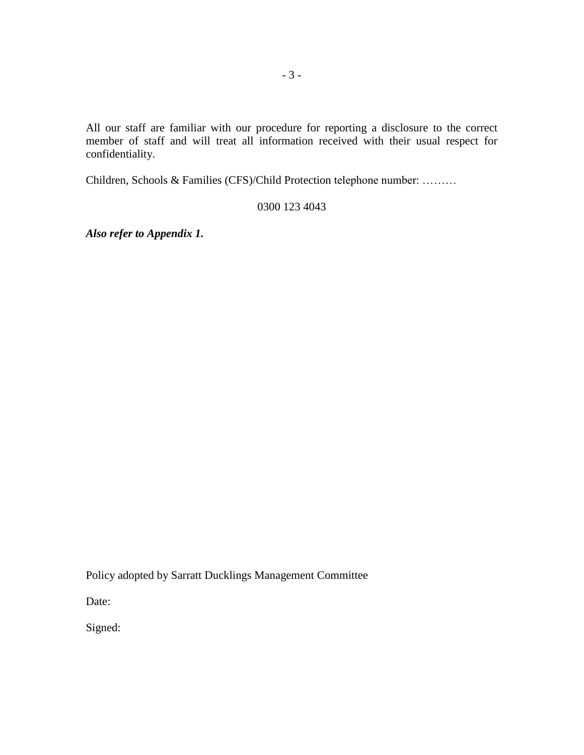All our staff are familiar with our procedure for reporting a disclosure to the correct member of staff and will treat all information received with their usual respect for confidentiality.

Children, Schools & Families (CFS)/Child Protection telephone number: ………

0300 123 4043

***Also refer to Appendix 1.***

Policy adopted by Sarratt Ducklings Management Committee

Date:

Signed: